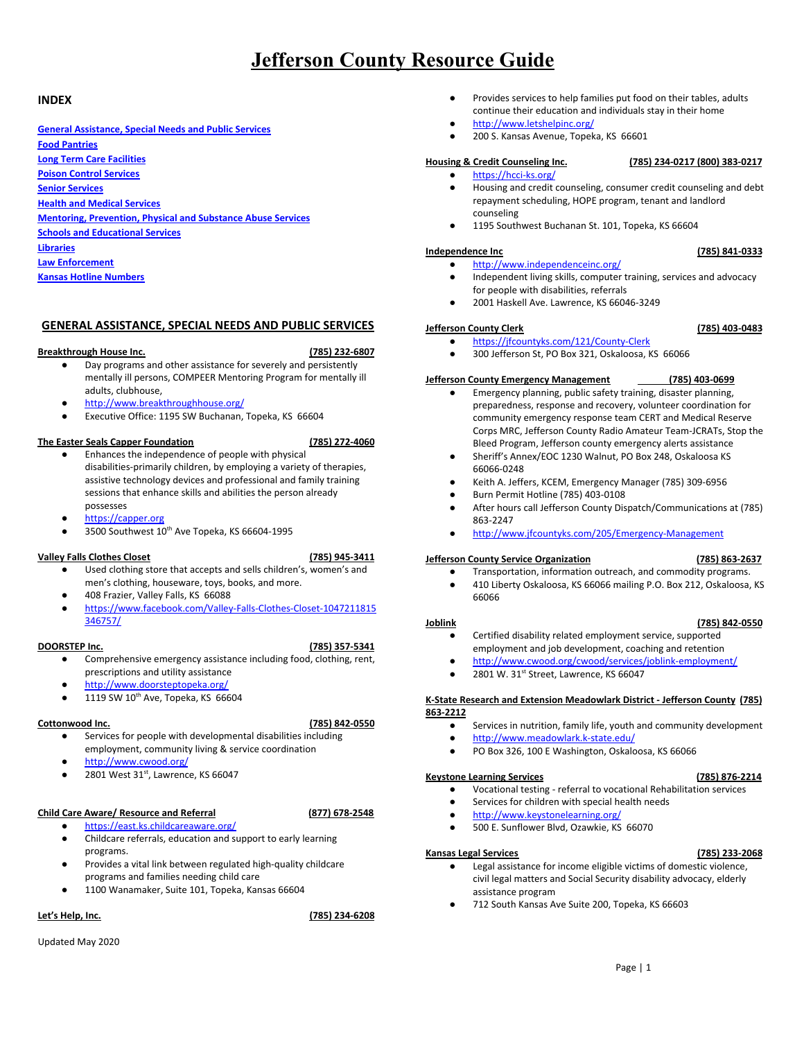# Jefferson County Resource Guide

## INDEX

- General Assistance, Special Needs and Public Services
- Food Pantries
- Long Term Care Facilities
- Poison Control Services
- Senior Services
- Health and Medical Services
- Mentoring, Prevention, Physical and Substance Abuse Services
- Schools and Educational Services
- Libraries
- Law Enforcement
- Kansas Hotline Numbers

## GENERAL ASSISTANCE, SPECIAL NEEDS AND PUBLIC SERVICES

**Breakthrough House Inc.** **(785) 232-6807**

- Day programs and other assistance for severely and persistently mentally ill persons, COMPEER Mentoring Program for mentally ill adults, clubhouse,
- http://www.breakthroughhouse.org/
- Executive Office: 1195 SW Buchanan, Topeka, KS 66604

**The Easter Seals Capper Foundation** **(785) 272-4060**

- Enhances the independence of people with physical disabilities-primarily children, by employing a variety of therapies, assistive technology devices and professional and family training sessions that enhance skills and abilities the person already possesses
- https://capper.org
- 3500 Southwest 10th Ave Topeka, KS 66604-1995

**Valley Falls Clothes Closet** **(785) 945-3411**

- Used clothing store that accepts and sells children's, women's and men's clothing, houseware, toys, books, and more.
- 408 Frazier, Valley Falls, KS 66088
- https://www.facebook.com/Valley-Falls-Clothes-Closet-1047211815346757/

**DOORSTEP Inc.** **(785) 357-5341**

- Comprehensive emergency assistance including food, clothing, rent, prescriptions and utility assistance
- http://www.doorsteptopeka.org/
- 1119 SW 10th Ave, Topeka, KS 66604

**Cottonwood Inc.** **(785) 842-0550**

- Services for people with developmental disabilities including employment, community living & service coordination
- http://www.cwood.org/
- 2801 West 31st, Lawrence, KS 66047

**Child Care Aware/ Resource and Referral** **(877) 678-2548**

- https://east.ks.childcareaware.org/
- Childcare referrals, education and support to early learning programs.
- Provides a vital link between regulated high-quality childcare programs and families needing child care
- 1100 Wanamaker, Suite 101, Topeka, Kansas 66604

**Let's Help, Inc.** **(785) 234-6208**

- Provides services to help families put food on their tables, adults continue their education and individuals stay in their home
- http://www.letshelpinc.org/
- 200 S. Kansas Avenue, Topeka, KS 66601

**Housing & Credit Counseling Inc.** **(785) 234-0217 (800) 383-0217**

- https://hcci-ks.org/
- Housing and credit counseling, consumer credit counseling and debt repayment scheduling, HOPE program, tenant and landlord counseling
- 1195 Southwest Buchanan St. 101, Topeka, KS 66604

**Independence Inc** **(785) 841-0333**

- http://www.independenceinc.org/
- Independent living skills, computer training, services and advocacy for people with disabilities, referrals
- 2001 Haskell Ave. Lawrence, KS 66046-3249

**Jefferson County Clerk** **(785) 403-0483**

- https://jfcountyks.com/121/County-Clerk
- 300 Jefferson St, PO Box 321, Oskaloosa, KS 66066

**Jefferson County Emergency Management** **(785) 403-0699**

- Emergency planning, public safety training, disaster planning, preparedness, response and recovery, volunteer coordination for community emergency response team CERT and Medical Reserve Corps MRC, Jefferson County Radio Amateur Team-JCRATs, Stop the Bleed Program, Jefferson county emergency alerts assistance
- Sheriff's Annex/EOC 1230 Walnut, PO Box 248, Oskaloosa KS 66066-0248
- Keith A. Jeffers, KCEM, Emergency Manager (785) 309-6956
- Burn Permit Hotline (785) 403-0108
- After hours call Jefferson County Dispatch/Communications at (785) 863-2247
- http://www.jfcountyks.com/205/Emergency-Management

**Jefferson County Service Organization** **(785) 863-2637**

- Transportation, information outreach, and commodity programs.
- 410 Liberty Oskaloosa, KS 66066 mailing P.O. Box 212, Oskaloosa, KS 66066

**Joblink** **(785) 842-0550**

- Certified disability related employment service, supported employment and job development, coaching and retention
- http://www.cwood.org/cwood/services/joblink-employment/
- 2801 W. 31st Street, Lawrence, KS 66047

**K-State Research and Extension Meadowlark District - Jefferson County** **(785) 863-2212**

- Services in nutrition, family life, youth and community development
- http://www.meadowlark.k-state.edu/
- PO Box 326, 100 E Washington, Oskaloosa, KS 66066

**Keystone Learning Services** **(785) 876-2214**

- Vocational testing - referral to vocational Rehabilitation services
- Services for children with special health needs
- http://www.keystonelearning.org/
- 500 E. Sunflower Blvd, Ozawkie, KS 66070

**Kansas Legal Services** **(785) 233-2068**

- Legal assistance for income eligible victims of domestic violence, civil legal matters and Social Security disability advocacy, elderly assistance program
- 712 South Kansas Ave Suite 200, Topeka, KS 66603

Updated May 2020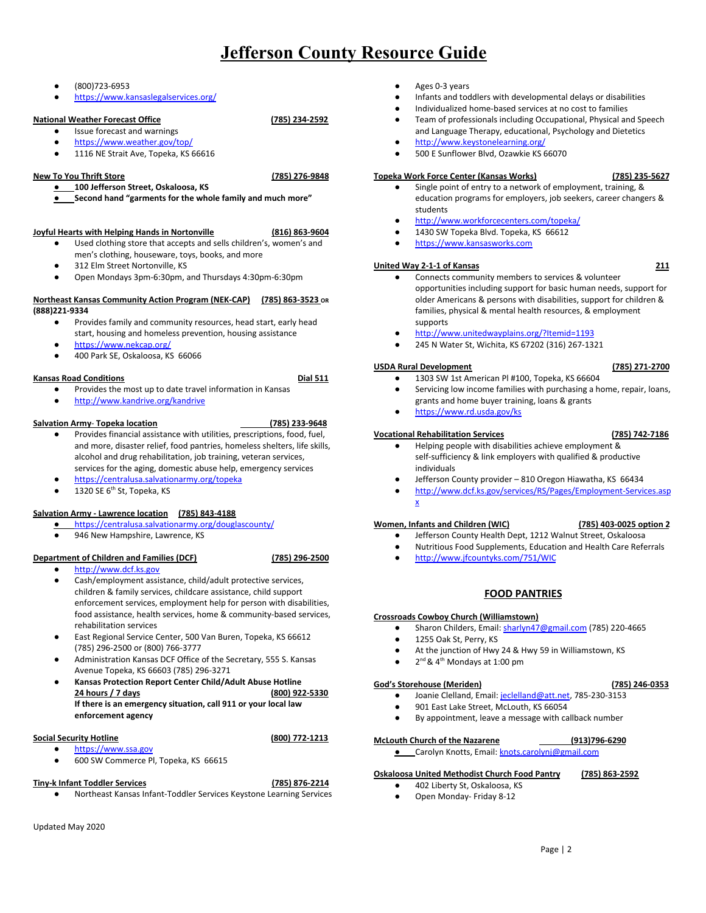# Jefferson County Resource Guide

- (800)723-6953
- https://www.kansaslegalservices.org/

**National Weather Forecast Office (785) 234-2592**

- Issue forecast and warnings
- https://www.weather.gov/top/
- 1116 NE Strait Ave, Topeka, KS 66616

**New To You Thrift Store (785) 276-9848**

- **100 Jefferson Street, Oskaloosa, KS**
- **Second hand "garments for the whole family and much more"**

**Joyful Hearts with Helping Hands in Nortonville (816) 863-9604**

- Used clothing store that accepts and sells children's, women's and men's clothing, houseware, toys, books, and more
- 312 Elm Street Nortonville, KS
- Open Mondays 3pm-6:30pm, and Thursdays 4:30pm-6:30pm

**Northeast Kansas Community Action Program (NEK-CAP) (785) 863-3523 OR (888)221-9334**

- Provides family and community resources, head start, early head start, housing and homeless prevention, housing assistance
- https://www.nekcap.org/
- 400 Park SE, Oskaloosa, KS 66066

**Kansas Road Conditions Dial 511**

- Provides the most up to date travel information in Kansas
- http://www.kandrive.org/kandrive

**Salvation Army- Topeka location (785) 233-9648**

- Provides financial assistance with utilities, prescriptions, food, fuel, and more, disaster relief, food pantries, homeless shelters, life skills, alcohol and drug rehabilitation, job training, veteran services, services for the aging, domestic abuse help, emergency services
- https://centralusa.salvationarmy.org/topeka
- 1320 SE 6th St, Topeka, KS

**Salvation Army - Lawrence location (785) 843-4188**

- https://centralusa.salvationarmy.org/douglascounty/
- 946 New Hampshire, Lawrence, KS

**Department of Children and Families (DCF) (785) 296-2500**

- http://www.dcf.ks.gov
- Cash/employment assistance, child/adult protective services, children & family services, childcare assistance, child support enforcement services, employment help for person with disabilities, food assistance, health services, home & community-based services, rehabilitation services
- East Regional Service Center, 500 Van Buren, Topeka, KS 66612 (785) 296-2500 or (800) 766-3777
- Administration Kansas DCF Office of the Secretary, 555 S. Kansas Avenue Topeka, KS 66603 (785) 296-3271
- **Kansas Protection Report Center Child/Adult Abuse Hotline 24 hours / 7 days (800) 922-5330**
  **If there is an emergency situation, call 911 or your local law enforcement agency**

**Social Security Hotline (800) 772-1213**

- https://www.ssa.gov
- 600 SW Commerce Pl, Topeka, KS 66615

**Tiny-k Infant Toddler Services (785) 876-2214**

- Northeast Kansas Infant-Toddler Services Keystone Learning Services
- Ages 0-3 years
- Infants and toddlers with developmental delays or disabilities
- Individualized home-based services at no cost to families
- Team of professionals including Occupational, Physical and Speech and Language Therapy, educational, Psychology and Dietetics
- http://www.keystonelearning.org/
- 500 E Sunflower Blvd, Ozawkie KS 66070

**Topeka Work Force Center (Kansas Works) (785) 235-5627**

- Single point of entry to a network of employment, training, & education programs for employers, job seekers, career changers & students
- http://www.workforcecenters.com/topeka/
- 1430 SW Topeka Blvd. Topeka, KS 66612
- https://www.kansasworks.com

**United Way 2-1-1 of Kansas 211**

- Connects community members to services & volunteer opportunities including support for basic human needs, support for older Americans & persons with disabilities, support for children & families, physical & mental health resources, & employment supports
- http://www.unitedwayplains.org/?Itemid=1193
- 245 N Water St, Wichita, KS 67202 (316) 267-1321

**USDA Rural Development (785) 271-2700**

- 1303 SW 1st American Pl #100, Topeka, KS 66604
- Servicing low income families with purchasing a home, repair, loans, grants and home buyer training, loans & grants
- https://www.rd.usda.gov/ks

**Vocational Rehabilitation Services (785) 742-7186**

- Helping people with disabilities achieve employment & self-sufficiency & link employers with qualified & productive individuals
- Jefferson County provider – 810 Oregon Hiawatha, KS 66434
- http://www.dcf.ks.gov/services/RS/Pages/Employment-Services.aspx

**Women, Infants and Children (WIC) (785) 403-0025 option 2**

- Jefferson County Health Dept, 1212 Walnut Street, Oskaloosa
- Nutritious Food Supplements, Education and Health Care Referrals
- http://www.jfcountyks.com/751/WIC

## FOOD PANTRIES

**Crossroads Cowboy Church (Williamstown)**

- Sharon Childers, Email: sharlyn47@gmail.com (785) 220-4665
- 1255 Oak St, Perry, KS
- At the junction of Hwy 24 & Hwy 59 in Williamstown, KS
- 2nd & 4th Mondays at 1:00 pm

**God's Storehouse (Meriden) (785) 246-0353**

- Joanie Clelland, Email: jeclelland@att.net, 785-230-3153
- 901 East Lake Street, McLouth, KS 66054
- By appointment, leave a message with callback number

**McLouth Church of the Nazarene (913)796-6290**

- Carolyn Knotts, Email: knots.carolynj@gmail.com

**Oskaloosa United Methodist Church Food Pantry (785) 863-2592**

- 402 Liberty St, Oskaloosa, KS
- Open Monday- Friday 8-12

Updated May 2020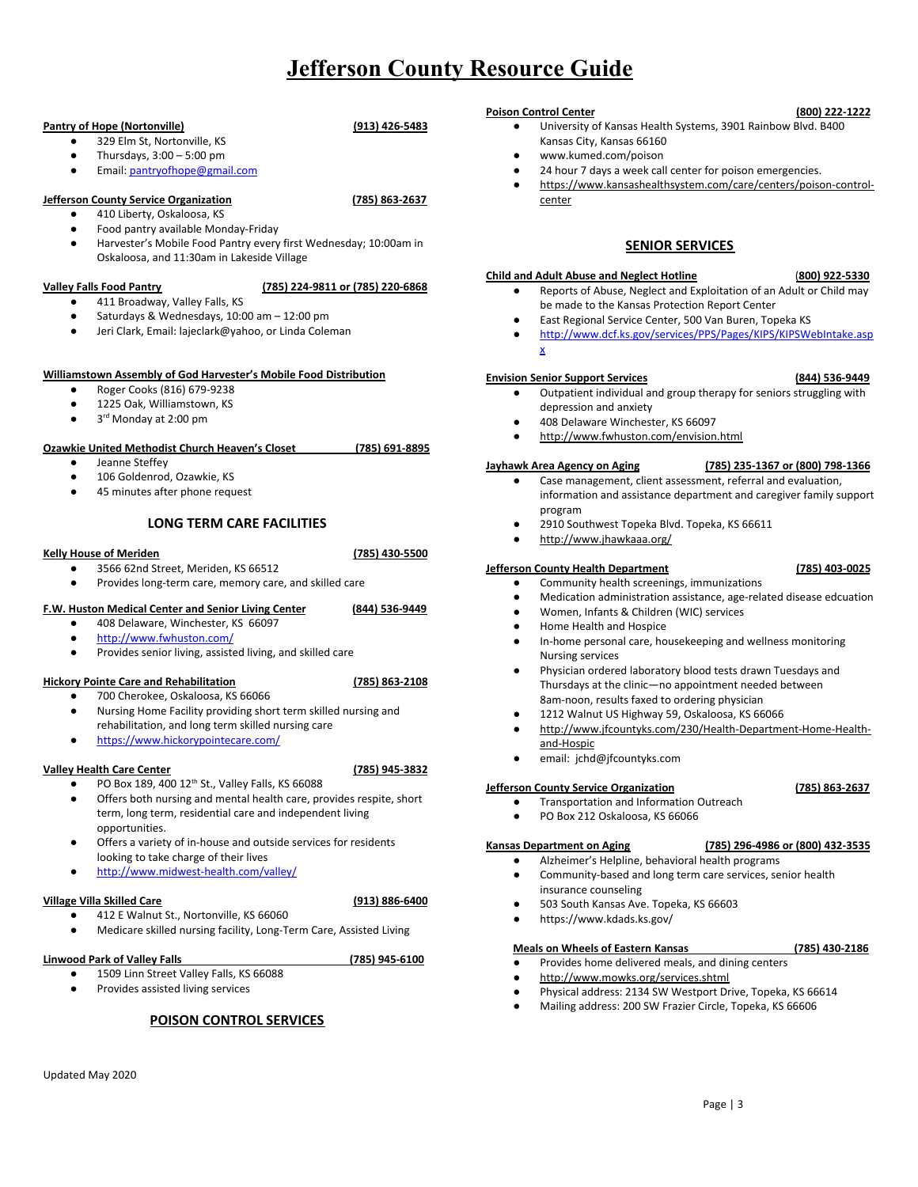# Jefferson County Resource Guide

**Pantry of Hope (Nortonville)** **(913) 426-5483**

- 329 Elm St, Nortonville, KS
- Thursdays, 3:00 – 5:00 pm
- Email: pantryofhope@gmail.com

**Jefferson County Service Organization** **(785) 863-2637**

- 410 Liberty, Oskaloosa, KS
- Food pantry available Monday-Friday
- Harvester's Mobile Food Pantry every first Wednesday; 10:00am in Oskaloosa, and 11:30am in Lakeside Village

**Valley Falls Food Pantry** **(785) 224-9811 or (785) 220-6868**

- 411 Broadway, Valley Falls, KS
- Saturdays & Wednesdays, 10:00 am – 12:00 pm
- Jeri Clark, Email: lajeclark@yahoo, or Linda Coleman

**Williamstown Assembly of God Harvester's Mobile Food Distribution**

- Roger Cooks (816) 679-9238
- 1225 Oak, Williamstown, KS
- 3rd Monday at 2:00 pm

**Ozawkie United Methodist Church Heaven's Closet** **(785) 691-8895**

- Jeanne Steffey
- 106 Goldenrod, Ozawkie, KS
- 45 minutes after phone request

## LONG TERM CARE FACILITIES

**Kelly House of Meriden** **(785) 430-5500**

- 3566 62nd Street, Meriden, KS 66512
- Provides long-term care, memory care, and skilled care

**F.W. Huston Medical Center and Senior Living Center** **(844) 536-9449**

- 408 Delaware, Winchester, KS 66097
- http://www.fwhuston.com/
- Provides senior living, assisted living, and skilled care

**Hickory Pointe Care and Rehabilitation** **(785) 863-2108**

- 700 Cherokee, Oskaloosa, KS 66066
- Nursing Home Facility providing short term skilled nursing and rehabilitation, and long term skilled nursing care
- https://www.hickorypointecare.com/

**Valley Health Care Center** **(785) 945-3832**

- PO Box 189, 400 12th St., Valley Falls, KS 66088
- Offers both nursing and mental health care, provides respite, short term, long term, residential care and independent living opportunities.
- Offers a variety of in-house and outside services for residents looking to take charge of their lives
- http://www.midwest-health.com/valley/

**Village Villa Skilled Care** **(913) 886-6400**

- 412 E Walnut St., Nortonville, KS 66060
- Medicare skilled nursing facility, Long-Term Care, Assisted Living

**Linwood Park of Valley Falls** **(785) 945-6100**

- 1509 Linn Street Valley Falls, KS 66088
- Provides assisted living services

## POISON CONTROL SERVICES

**Poison Control Center** **(800) 222-1222**

- University of Kansas Health Systems, 3901 Rainbow Blvd. B400 Kansas City, Kansas 66160
- www.kumed.com/poison
- 24 hour 7 days a week call center for poison emergencies.
- https://www.kansashealthsystem.com/care/centers/poison-control-center

## SENIOR SERVICES

**Child and Adult Abuse and Neglect Hotline** **(800) 922-5330**

- Reports of Abuse, Neglect and Exploitation of an Adult or Child may be made to the Kansas Protection Report Center
- East Regional Service Center, 500 Van Buren, Topeka KS
- http://www.dcf.ks.gov/services/PPS/Pages/KIPS/KIPSWebIntake.aspx

**Envision Senior Support Services** **(844) 536-9449**

- Outpatient individual and group therapy for seniors struggling with depression and anxiety
- 408 Delaware Winchester, KS 66097
- http://www.fwhuston.com/envision.html

**Jayhawk Area Agency on Aging** **(785) 235-1367 or (800) 798-1366**

- Case management, client assessment, referral and evaluation, information and assistance department and caregiver family support program
- 2910 Southwest Topeka Blvd. Topeka, KS 66611
- http://www.jhawkaaa.org/

**Jefferson County Health Department** **(785) 403-0025**

- Community health screenings, immunizations
- Medication administration assistance, age-related disease edcuation
- Women, Infants & Children (WIC) services
- Home Health and Hospice
- In-home personal care, housekeeping and wellness monitoring Nursing services
- Physician ordered laboratory blood tests drawn Tuesdays and Thursdays at the clinic—no appointment needed between 8am-noon, results faxed to ordering physician
- 1212 Walnut US Highway 59, Oskaloosa, KS 66066
- http://www.jfcountyks.com/230/Health-Department-Home-Health-and-Hospic
- email: jchd@jfcountyks.com

**Jefferson County Service Organization** **(785) 863-2637**

- Transportation and Information Outreach
- PO Box 212 Oskaloosa, KS 66066

**Kansas Department on Aging** **(785) 296-4986 or (800) 432-3535**

- Alzheimer's Helpline, behavioral health programs
- Community-based and long term care services, senior health insurance counseling
- 503 South Kansas Ave. Topeka, KS 66603
- https://www.kdads.ks.gov/

**Meals on Wheels of Eastern Kansas** **(785) 430-2186**

- Provides home delivered meals, and dining centers
- http://www.mowks.org/services.shtml
- Physical address: 2134 SW Westport Drive, Topeka, KS 66614
- Mailing address: 200 SW Frazier Circle, Topeka, KS 66606

Updated May 2020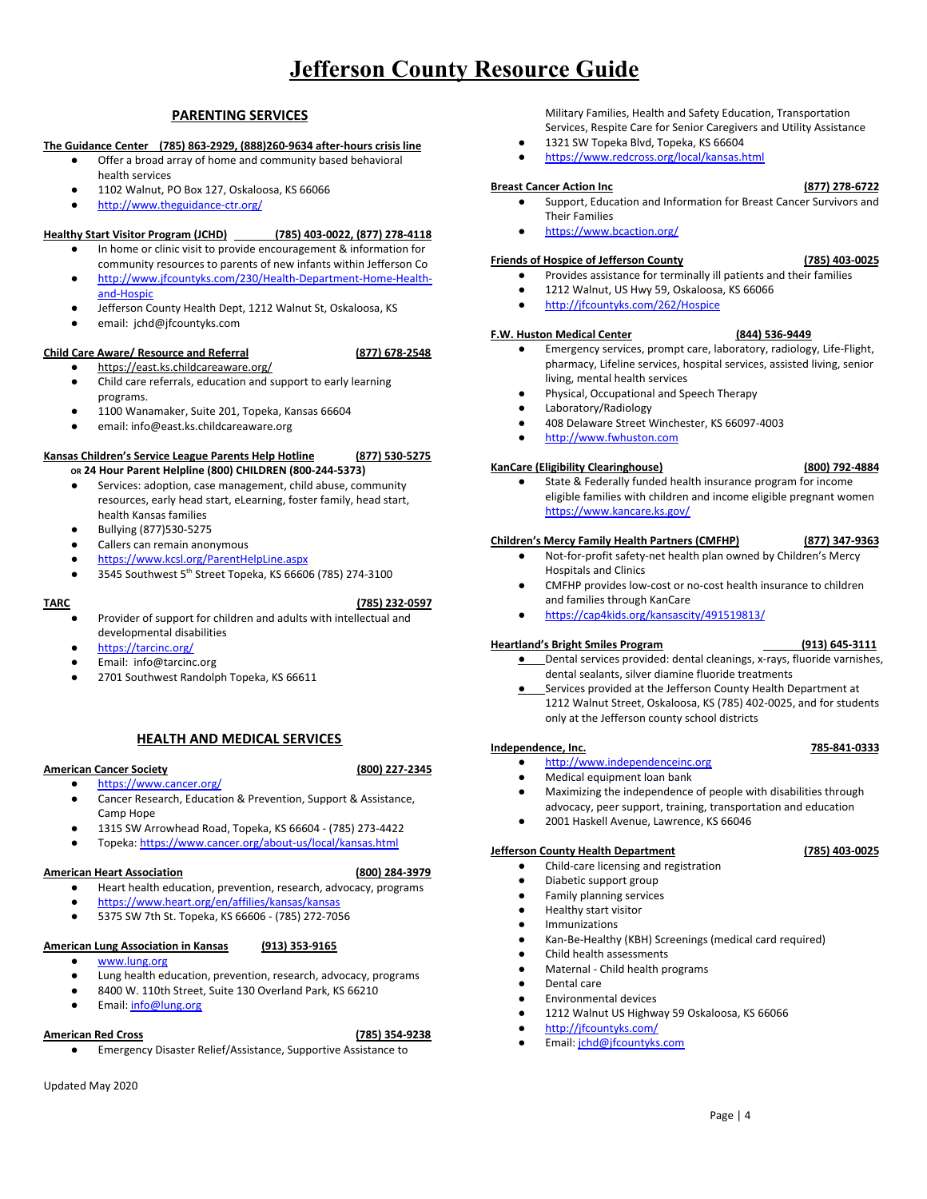# Jefferson County Resource Guide

## PARENTING SERVICES

**The Guidance Center (785) 863-2929, (888)260-9634 after-hours crisis line**

- Offer a broad array of home and community based behavioral health services
- 1102 Walnut, PO Box 127, Oskaloosa, KS 66066
- http://www.theguidance-ctr.org/

**Healthy Start Visitor Program (JCHD) (785) 403-0022, (877) 278-4118**

- In home or clinic visit to provide encouragement & information for community resources to parents of new infants within Jefferson Co
- http://www.jfcountyks.com/230/Health-Department-Home-Health-and-Hospic
- Jefferson County Health Dept, 1212 Walnut St, Oskaloosa, KS
- email: jchd@jfcountyks.com

**Child Care Aware/ Resource and Referral (877) 678-2548**

- https://east.ks.childcareaware.org/
- Child care referrals, education and support to early learning programs.
- 1100 Wanamaker, Suite 201, Topeka, Kansas 66604
- email: info@east.ks.childcareaware.org

**Kansas Children's Service League Parents Help Hotline (877) 530-5275**
**OR 24 Hour Parent Helpline (800) CHILDREN (800-244-5373)**

- Services: adoption, case management, child abuse, community resources, early head start, eLearning, foster family, head start, health Kansas families
- Bullying (877)530-5275
- Callers can remain anonymous
- https://www.kcsl.org/ParentHelpLine.aspx
- 3545 Southwest 5th Street Topeka, KS 66606 (785) 274-3100

**TARC (785) 232-0597**

- Provider of support for children and adults with intellectual and developmental disabilities
- https://tarcinc.org/
- Email: info@tarcinc.org
- 2701 Southwest Randolph Topeka, KS 66611

## HEALTH AND MEDICAL SERVICES

**American Cancer Society (800) 227-2345**

- https://www.cancer.org/
- Cancer Research, Education & Prevention, Support & Assistance, Camp Hope
- 1315 SW Arrowhead Road, Topeka, KS 66604 - (785) 273-4422
- Topeka: https://www.cancer.org/about-us/local/kansas.html

**American Heart Association (800) 284-3979**

- Heart health education, prevention, research, advocacy, programs
- https://www.heart.org/en/affilies/kansas/kansas
- 5375 SW 7th St. Topeka, KS 66606 - (785) 272-7056

**American Lung Association in Kansas (913) 353-9165**

- www.lung.org
- Lung health education, prevention, research, advocacy, programs
- 8400 W. 110th Street, Suite 130 Overland Park, KS 66210
- Email: info@lung.org

**American Red Cross (785) 354-9238**

- Emergency Disaster Relief/Assistance, Supportive Assistance to Military Families, Health and Safety Education, Transportation Services, Respite Care for Senior Caregivers and Utility Assistance
- 1321 SW Topeka Blvd, Topeka, KS 66604
- https://www.redcross.org/local/kansas.html

**Breast Cancer Action Inc (877) 278-6722**

- Support, Education and Information for Breast Cancer Survivors and Their Families
- https://www.bcaction.org/

**Friends of Hospice of Jefferson County (785) 403-0025**

- Provides assistance for terminally ill patients and their families
- 1212 Walnut, US Hwy 59, Oskaloosa, KS 66066
- http://jfcountyks.com/262/Hospice

**F.W. Huston Medical Center (844) 536-9449**

- Emergency services, prompt care, laboratory, radiology, Life-Flight, pharmacy, Lifeline services, hospital services, assisted living, senior living, mental health services
- Physical, Occupational and Speech Therapy
- Laboratory/Radiology
- 408 Delaware Street Winchester, KS 66097-4003
- http://www.fwhuston.com

**KanCare (Eligibility Clearinghouse) (800) 792-4884**

- State & Federally funded health insurance program for income eligible families with children and income eligible pregnant women https://www.kancare.ks.gov/

**Children's Mercy Family Health Partners (CMFHP) (877) 347-9363**

- Not-for-profit safety-net health plan owned by Children's Mercy Hospitals and Clinics
- CMFHP provides low-cost or no-cost health insurance to children and families through KanCare
- https://cap4kids.org/kansascity/491519813/

**Heartland's Bright Smiles Program (913) 645-3111**

- Dental services provided: dental cleanings, x-rays, fluoride varnishes, dental sealants, silver diamine fluoride treatments
- Services provided at the Jefferson County Health Department at 1212 Walnut Street, Oskaloosa, KS (785) 402-0025, and for students only at the Jefferson county school districts

**Independence, Inc. 785-841-0333**

- http://www.independenceinc.org
- Medical equipment loan bank
- Maximizing the independence of people with disabilities through advocacy, peer support, training, transportation and education
- 2001 Haskell Avenue, Lawrence, KS 66046

**Jefferson County Health Department (785) 403-0025**

- Child-care licensing and registration
- Diabetic support group
- Family planning services
- Healthy start visitor
- Immunizations
- Kan-Be-Healthy (KBH) Screenings (medical card required)
- Child health assessments
- Maternal - Child health programs
- Dental care
- Environmental devices
- 1212 Walnut US Highway 59 Oskaloosa, KS 66066
- http://jfcountyks.com/
- Email: jchd@jfcountyks.com

Updated May 2020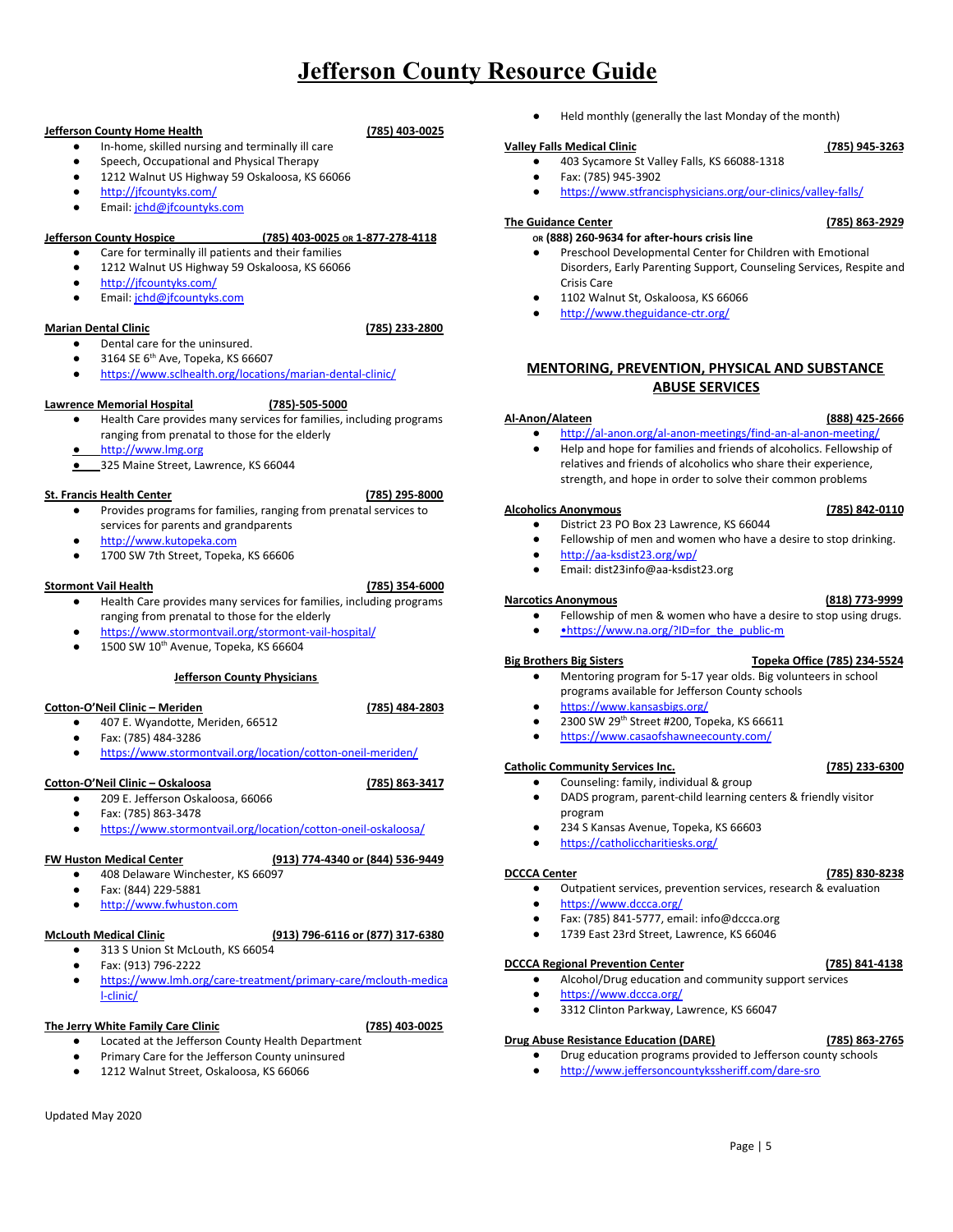# Jefferson County Resource Guide

**Jefferson County Home Health** **(785) 403-0025**

- In-home, skilled nursing and terminally ill care
- Speech, Occupational and Physical Therapy
- 1212 Walnut US Highway 59 Oskaloosa, KS 66066
- http://jfcountyks.com/
- Email: jchd@jfcountyks.com

**Jefferson County Hospice** **(785) 403-0025 OR 1-877-278-4118**

- Care for terminally ill patients and their families
- 1212 Walnut US Highway 59 Oskaloosa, KS 66066
- http://jfcountyks.com/
- Email: jchd@jfcountyks.com

**Marian Dental Clinic** **(785) 233-2800**

- Dental care for the uninsured.
- 3164 SE 6th Ave, Topeka, KS 66607
- https://www.sclhealth.org/locations/marian-dental-clinic/

**Lawrence Memorial Hospital** **(785)-505-5000**

- Health Care provides many services for families, including programs ranging from prenatal to those for the elderly
- http://www.lmg.org
- 325 Maine Street, Lawrence, KS 66044

**St. Francis Health Center** **(785) 295-8000**

- Provides programs for families, ranging from prenatal services to services for parents and grandparents
- http://www.kutopeka.com
- 1700 SW 7th Street, Topeka, KS 66606

**Stormont Vail Health** **(785) 354-6000**

- Health Care provides many services for families, including programs ranging from prenatal to those for the elderly
- https://www.stormontvail.org/stormont-vail-hospital/
- 1500 SW 10th Avenue, Topeka, KS 66604

## Jefferson County Physicians

**Cotton-O'Neil Clinic – Meriden** **(785) 484-2803**

- 407 E. Wyandotte, Meriden, 66512
- Fax: (785) 484-3286
- https://www.stormontvail.org/location/cotton-oneil-meriden/

**Cotton-O'Neil Clinic – Oskaloosa** **(785) 863-3417**

- 209 E. Jefferson Oskaloosa, 66066
- Fax: (785) 863-3478
- https://www.stormontvail.org/location/cotton-oneil-oskaloosa/

**FW Huston Medical Center** **(913) 774-4340 or (844) 536-9449**

- 408 Delaware Winchester, KS 66097
- Fax: (844) 229-5881
- http://www.fwhuston.com

**McLouth Medical Clinic** **(913) 796-6116 or (877) 317-6380**

- 313 S Union St McLouth, KS 66054
- Fax: (913) 796-2222
- https://www.lmh.org/care-treatment/primary-care/mclouth-medical-clinic/

**The Jerry White Family Care Clinic** **(785) 403-0025**

- Located at the Jefferson County Health Department
- Primary Care for the Jefferson County uninsured
- 1212 Walnut Street, Oskaloosa, KS 66066
- Held monthly (generally the last Monday of the month)

**Valley Falls Medical Clinic** **(785) 945-3263**

- 403 Sycamore St Valley Falls, KS 66088-1318
- Fax: (785) 945-3902
- https://www.stfrancisphysicians.org/our-clinics/valley-falls/

**The Guidance Center** **(785) 863-2929**
**OR (888) 260-9634 for after-hours crisis line**

- Preschool Developmental Center for Children with Emotional Disorders, Early Parenting Support, Counseling Services, Respite and Crisis Care
- 1102 Walnut St, Oskaloosa, KS 66066
- http://www.theguidance-ctr.org/

## MENTORING, PREVENTION, PHYSICAL AND SUBSTANCE ABUSE SERVICES

**Al-Anon/Alateen** **(888) 425-2666**

- http://al-anon.org/al-anon-meetings/find-an-al-anon-meeting/
- Help and hope for families and friends of alcoholics. Fellowship of relatives and friends of alcoholics who share their experience, strength, and hope in order to solve their common problems

**Alcoholics Anonymous** **(785) 842-0110**

- District 23 PO Box 23 Lawrence, KS 66044
- Fellowship of men and women who have a desire to stop drinking.
- http://aa-ksdist23.org/wp/
- Email: dist23info@aa-ksdist23.org

**Narcotics Anonymous** **(818) 773-9999**

- Fellowship of men & women who have a desire to stop using drugs.
- •https://www.na.org/?ID=for_the_public-m

**Big Brothers Big Sisters** **Topeka Office (785) 234-5524**

- Mentoring program for 5-17 year olds. Big volunteers in school programs available for Jefferson County schools
- https://www.kansasbigs.org/
- 2300 SW 29th Street #200, Topeka, KS 66611
- https://www.casaofshawneecounty.com/

**Catholic Community Services Inc.** **(785) 233-6300**

- Counseling: family, individual & group
- DADS program, parent-child learning centers & friendly visitor program
- 234 S Kansas Avenue, Topeka, KS 66603
- https://catholiccharitiesks.org/

**DCCCA Center** **(785) 830-8238**

- Outpatient services, prevention services, research & evaluation
- https://www.dccca.org/
- Fax: (785) 841-5777, email: info@dccca.org
- 1739 East 23rd Street, Lawrence, KS 66046

**DCCCA Regional Prevention Center** **(785) 841-4138**

- Alcohol/Drug education and community support services
- https://www.dccca.org/
- 3312 Clinton Parkway, Lawrence, KS 66047

**Drug Abuse Resistance Education (DARE)** **(785) 863-2765**

- Drug education programs provided to Jefferson county schools
- http://www.jeffersoncountykssheriff.com/dare-sro

Updated May 2020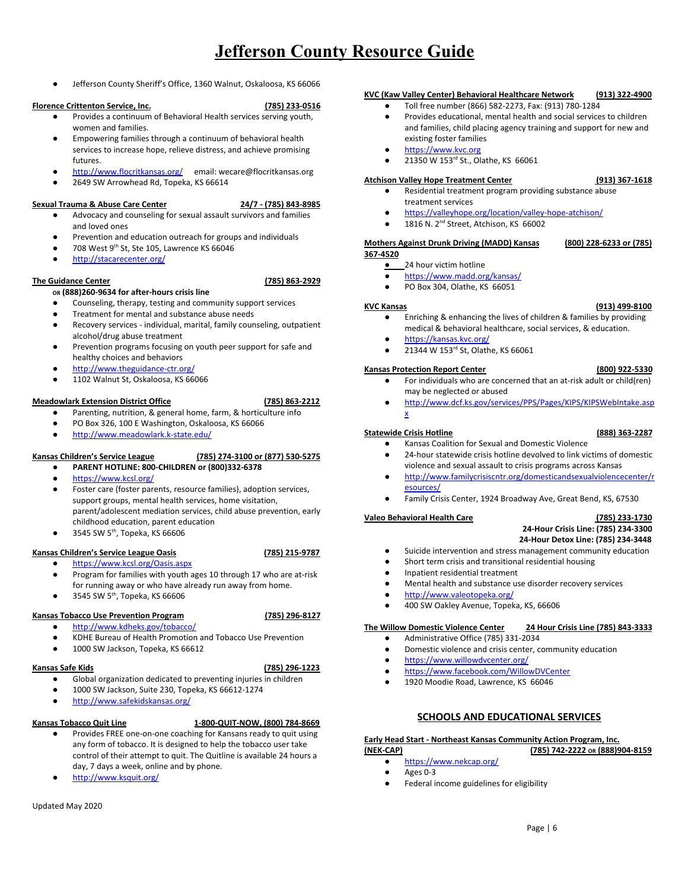# Jefferson County Resource Guide

- Jefferson County Sheriff's Office, 1360 Walnut, Oskaloosa, KS 66066

**Florence Crittenton Service, Inc.** **(785) 233-0516**

- Provides a continuum of Behavioral Health services serving youth, women and families.
- Empowering families through a continuum of behavioral health services to increase hope, relieve distress, and achieve promising futures.
- http://www.flocritkansas.org/ email: wecare@flocritkansas.org
- 2649 SW Arrowhead Rd, Topeka, KS 66614

**Sexual Trauma & Abuse Care Center** **24/7 - (785) 843-8985**

- Advocacy and counseling for sexual assault survivors and families and loved ones
- Prevention and education outreach for groups and individuals
- 708 West 9th St, Ste 105, Lawrence KS 66046
- http://stacarecenter.org/

**The Guidance Center** **(785) 863-2929**
**OR (888)260-9634 for after-hours crisis line**

- Counseling, therapy, testing and community support services
- Treatment for mental and substance abuse needs
- Recovery services - individual, marital, family counseling, outpatient alcohol/drug abuse treatment
- Prevention programs focusing on youth peer support for safe and healthy choices and behaviors
- http://www.theguidance-ctr.org/
- 1102 Walnut St, Oskaloosa, KS 66066

**Meadowlark Extension District Office** **(785) 863-2212**

- Parenting, nutrition, & general home, farm, & horticulture info
- PO Box 326, 100 E Washington, Oskaloosa, KS 66066
- http://www.meadowlark.k-state.edu/

**Kansas Children's Service League** **(785) 274-3100 or (877) 530-5275**

- **PARENT HOTLINE: 800-CHILDREN or (800)332-6378**
- https://www.kcsl.org/
- Foster care (foster parents, resource families), adoption services, support groups, mental health services, home visitation, parent/adolescent mediation services, child abuse prevention, early childhood education, parent education
- 3545 SW 5th, Topeka, KS 66606

**Kansas Children's Service League Oasis** **(785) 215-9787**

- https://www.kcsl.org/Oasis.aspx
- Program for families with youth ages 10 through 17 who are at-risk for running away or who have already run away from home.
- 3545 SW 5th, Topeka, KS 66606

**Kansas Tobacco Use Prevention Program** **(785) 296-8127**

- http://www.kdheks.gov/tobacco/
- KDHE Bureau of Health Promotion and Tobacco Use Prevention
- 1000 SW Jackson, Topeka, KS 66612

**Kansas Safe Kids** **(785) 296-1223**

- Global organization dedicated to preventing injuries in children
- 1000 SW Jackson, Suite 230, Topeka, KS 66612-1274
- http://www.safekidskansas.org/

**Kansas Tobacco Quit Line** **1-800-QUIT-NOW, (800) 784-8669**

- Provides FREE one-on-one coaching for Kansans ready to quit using any form of tobacco. It is designed to help the tobacco user take control of their attempt to quit. The Quitline is available 24 hours a day, 7 days a week, online and by phone.
- http://www.ksquit.org/

**KVC (Kaw Valley Center) Behavioral Healthcare Network** **(913) 322-4900**

- Toll free number (866) 582-2273, Fax: (913) 780-1284
- Provides educational, mental health and social services to children and families, child placing agency training and support for new and existing foster families
- https://www.kvc.org
- 21350 W 153rd St., Olathe, KS 66061

**Atchison Valley Hope Treatment Center** **(913) 367-1618**

- Residential treatment program providing substance abuse treatment services
- https://valleyhope.org/location/valley-hope-atchison/
- 1816 N. 2nd Street, Atchison, KS 66002

**Mothers Against Drunk Driving (MADD) Kansas** **(800) 228-6233 or (785) 367-4520**

- 24 hour victim hotline
- https://www.madd.org/kansas/
- PO Box 304, Olathe, KS 66051

**KVC Kansas** **(913) 499-8100**

- Enriching & enhancing the lives of children & families by providing medical & behavioral healthcare, social services, & education.
- https://kansas.kvc.org/
- 21344 W 153rd St, Olathe, KS 66061

**Kansas Protection Report Center** **(800) 922-5330**

- For individuals who are concerned that an at-risk adult or child(ren) may be neglected or abused
- http://www.dcf.ks.gov/services/PPS/Pages/KIPS/KIPSWebIntake.aspx

**Statewide Crisis Hotline** **(888) 363-2287**

- Kansas Coalition for Sexual and Domestic Violence
- 24-hour statewide crisis hotline devolved to link victims of domestic violence and sexual assault to crisis programs across Kansas
- http://www.familycrisiscntr.org/domesticandsexualviolencecenter/resources/
- Family Crisis Center, 1924 Broadway Ave, Great Bend, KS, 67530

**Valeo Behavioral Health Care** **(785) 233-1730**
**24-Hour Crisis Line: (785) 234-3300**
**24-Hour Detox Line: (785) 234-3448**

- Suicide intervention and stress management community education
- Short term crisis and transitional residential housing
- Inpatient residential treatment
- Mental health and substance use disorder recovery services
- http://www.valeotopeka.org/
- 400 SW Oakley Avenue, Topeka, KS, 66606

**The Willow Domestic Violence Center** **24 Hour Crisis Line (785) 843-3333**

- Administrative Office (785) 331-2034
- Domestic violence and crisis center, community education
- https://www.willowdvcenter.org/
- https://www.facebook.com/WillowDVCenter
- 1920 Moodie Road, Lawrence, KS 66046

## SCHOOLS AND EDUCATIONAL SERVICES

**Early Head Start - Northeast Kansas Community Action Program, Inc. (NEK-CAP)** **(785) 742-2222 OR (888)904-8159**

- https://www.nekcap.org/
- Ages 0-3
- Federal income guidelines for eligibility

Updated May 2020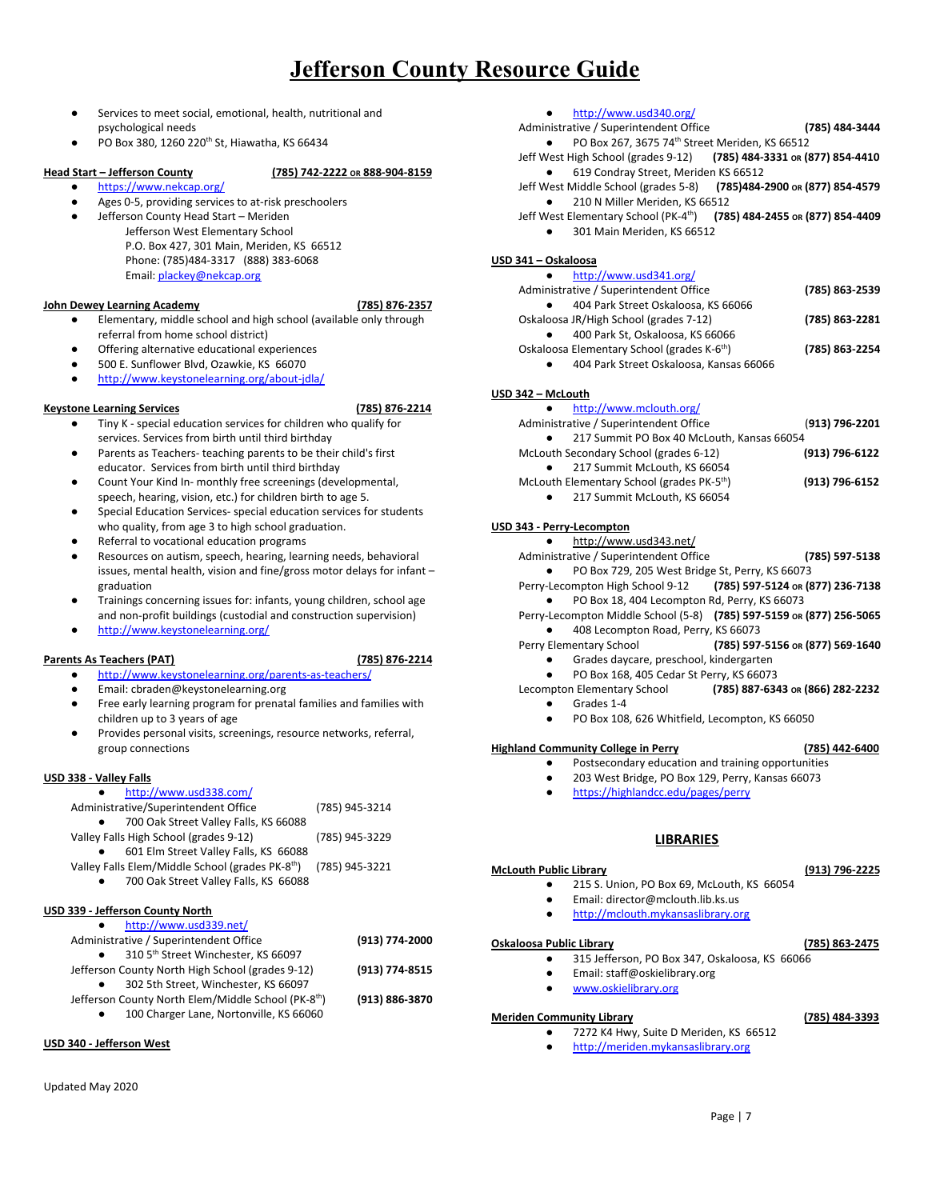# Jefferson County Resource Guide

- Services to meet social, emotional, health, nutritional and psychological needs
- PO Box 380, 1260 220th St, Hiawatha, KS 66434

**Head Start – Jefferson County** **(785) 742-2222 or 888-904-8159**

- https://www.nekcap.org/
- Ages 0-5, providing services to at-risk preschoolers
- Jefferson County Head Start – Meriden
  Jefferson West Elementary School
  P.O. Box 427, 301 Main, Meriden, KS 66512
  Phone: (785)484-3317 (888) 383-6068
  Email: plackey@nekcap.org

**John Dewey Learning Academy** **(785) 876-2357**

- Elementary, middle school and high school (available only through referral from home school district)
- Offering alternative educational experiences
- 500 E. Sunflower Blvd, Ozawkie, KS 66070
- http://www.keystonelearning.org/about-jdla/

**Keystone Learning Services** **(785) 876-2214**

- Tiny K - special education services for children who qualify for services. Services from birth until third birthday
- Parents as Teachers- teaching parents to be their child's first educator. Services from birth until third birthday
- Count Your Kind In- monthly free screenings (developmental, speech, hearing, vision, etc.) for children birth to age 5.
- Special Education Services- special education services for students who quality, from age 3 to high school graduation.
- Referral to vocational education programs
- Resources on autism, speech, hearing, learning needs, behavioral issues, mental health, vision and fine/gross motor delays for infant – graduation
- Trainings concerning issues for: infants, young children, school age and non-profit buildings (custodial and construction supervision)
- http://www.keystonelearning.org/

**Parents As Teachers (PAT)** **(785) 876-2214**

- http://www.keystonelearning.org/parents-as-teachers/
- Email: cbraden@keystonelearning.org
- Free early learning program for prenatal families and families with children up to 3 years of age
- Provides personal visits, screenings, resource networks, referral, group connections

**USD 338 - Valley Falls**

- http://www.usd338.com/

Administrative/Superintendent Office (785) 945-3214
- 700 Oak Street Valley Falls, KS 66088

Valley Falls High School (grades 9-12) (785) 945-3229
- 601 Elm Street Valley Falls, KS 66088

Valley Falls Elem/Middle School (grades PK-8th) (785) 945-3221
- 700 Oak Street Valley Falls, KS 66088

**USD 339 - Jefferson County North**

- http://www.usd339.net/

Administrative / Superintendent Office **(913) 774-2000**
- 310 5th Street Winchester, KS 66097

Jefferson County North High School (grades 9-12) **(913) 774-8515**
- 302 5th Street, Winchester, KS 66097

Jefferson County North Elem/Middle School (PK-8th) **(913) 886-3870**
- 100 Charger Lane, Nortonville, KS 66060

**USD 340 - Jefferson West**

- http://www.usd340.org/

Administrative / Superintendent Office **(785) 484-3444**
- PO Box 267, 3675 74th Street Meriden, KS 66512

Jeff West High School (grades 9-12) **(785) 484-3331 or (877) 854-4410**
- 619 Condray Street, Meriden KS 66512

Jeff West Middle School (grades 5-8) **(785)484-2900 or (877) 854-4579**
- 210 N Miller Meriden, KS 66512

Jeff West Elementary School (PK-4th) **(785) 484-2455 or (877) 854-4409**
- 301 Main Meriden, KS 66512

**USD 341 – Oskaloosa**

- http://www.usd341.org/

Administrative / Superintendent Office **(785) 863-2539**
- 404 Park Street Oskaloosa, KS 66066

Oskaloosa JR/High School (grades 7-12) **(785) 863-2281**
- 400 Park St, Oskaloosa, KS 66066

Oskaloosa Elementary School (grades K-6th) **(785) 863-2254**
- 404 Park Street Oskaloosa, Kansas 66066

**USD 342 – McLouth**

- http://www.mclouth.org/

Administrative / Superintendent Office **(913) 796-2201**
- 217 Summit PO Box 40 McLouth, Kansas 66054

McLouth Secondary School (grades 6-12) **(913) 796-6122**
- 217 Summit McLouth, KS 66054

McLouth Elementary School (grades PK-5th) **(913) 796-6152**
- 217 Summit McLouth, KS 66054

**USD 343 - Perry-Lecompton**

- http://www.usd343.net/

Administrative / Superintendent Office **(785) 597-5138**
- PO Box 729, 205 West Bridge St, Perry, KS 66073

Perry-Lecompton High School 9-12 **(785) 597-5124 or (877) 236-7138**
- PO Box 18, 404 Lecompton Rd, Perry, KS 66073

Perry-Lecompton Middle School (5-8) **(785) 597-5159 or (877) 256-5065**
- 408 Lecompton Road, Perry, KS 66073

Perry Elementary School **(785) 597-5156 or (877) 569-1640**
- Grades daycare, preschool, kindergarten
- PO Box 168, 405 Cedar St Perry, KS 66073

Lecompton Elementary School **(785) 887-6343 or (866) 282-2232**
- Grades 1-4
- PO Box 108, 626 Whitfield, Lecompton, KS 66050

**Highland Community College in Perry** **(785) 442-6400**

- Postsecondary education and training opportunities
- 203 West Bridge, PO Box 129, Perry, Kansas 66073
- https://highlandcc.edu/pages/perry

## LIBRARIES

**McLouth Public Library** **(913) 796-2225**

- 215 S. Union, PO Box 69, McLouth, KS 66054
- Email: director@mclouth.lib.ks.us
- http://mclouth.mykansaslibrary.org

**Oskaloosa Public Library** **(785) 863-2475**

- 315 Jefferson, PO Box 347, Oskaloosa, KS 66066
- Email: staff@oskielibrary.org
- www.oskielibrary.org

**Meriden Community Library** **(785) 484-3393**

- 7272 K4 Hwy, Suite D Meriden, KS 66512
- http://meriden.mykansaslibrary.org

Updated May 2020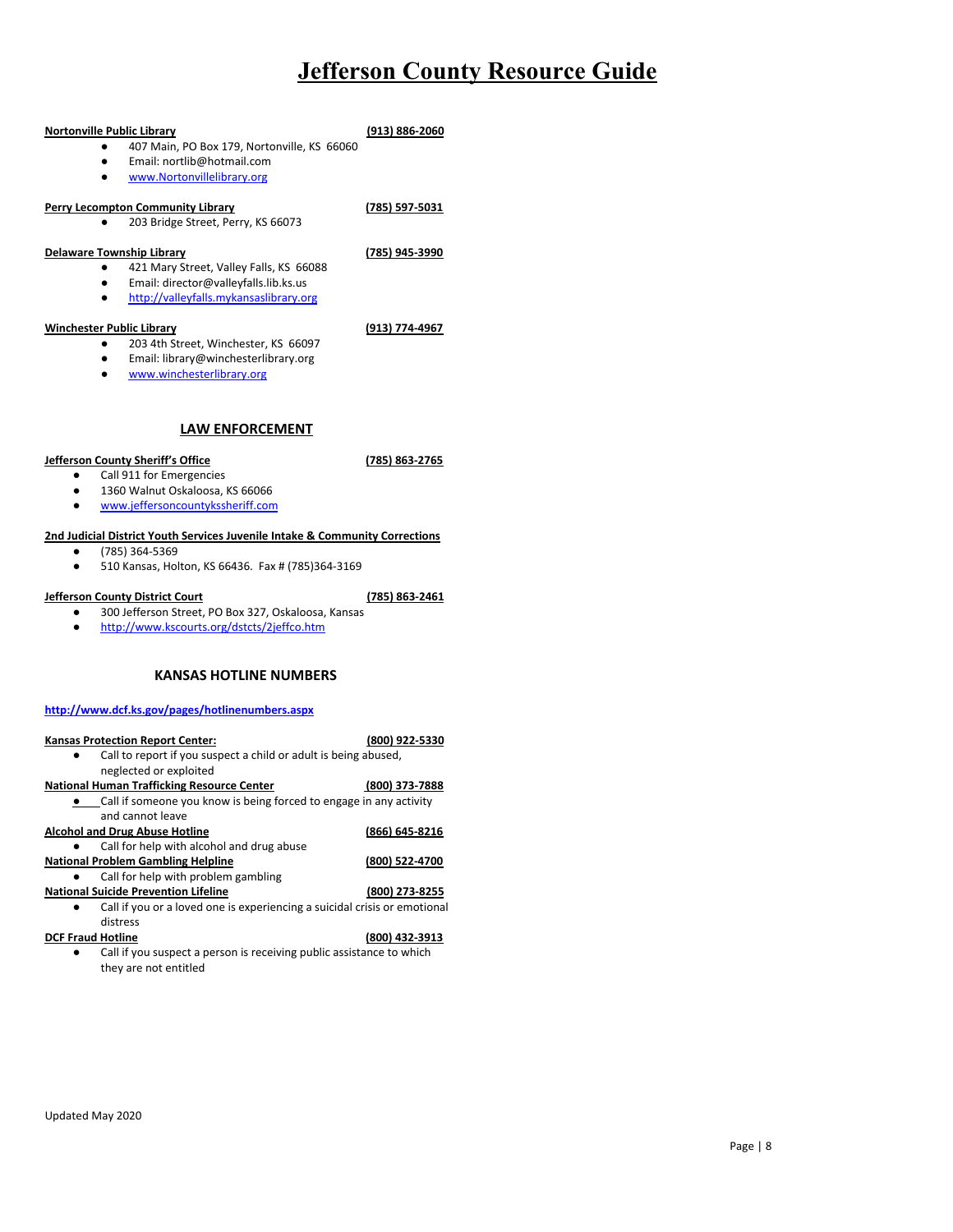# Jefferson County Resource Guide

**Nortonville Public Library** **(913) 886-2060**

- 407 Main, PO Box 179, Nortonville, KS 66060
- Email: nortlib@hotmail.com
- www.Nortonvillelibrary.org

**Perry Lecompton Community Library** **(785) 597-5031**

- 203 Bridge Street, Perry, KS 66073

**Delaware Township Library** **(785) 945-3990**

- 421 Mary Street, Valley Falls, KS 66088
- Email: director@valleyfalls.lib.ks.us
- http://valleyfalls.mykansaslibrary.org

**Winchester Public Library** **(913) 774-4967**

- 203 4th Street, Winchester, KS 66097
- Email: library@winchesterlibrary.org
- www.winchesterlibrary.org

## LAW ENFORCEMENT

**Jefferson County Sheriff's Office** **(785) 863-2765**

- Call 911 for Emergencies
- 1360 Walnut Oskaloosa, KS 66066
- www.jeffersoncountykssheriff.com

**2nd Judicial District Youth Services Juvenile Intake & Community Corrections**

- (785) 364-5369
- 510 Kansas, Holton, KS 66436. Fax # (785)364-3169

**Jefferson County District Court** **(785) 863-2461**

- 300 Jefferson Street, PO Box 327, Oskaloosa, Kansas
- http://www.kscourts.org/dstcts/2jeffco.htm

## KANSAS HOTLINE NUMBERS

**http://www.dcf.ks.gov/pages/hotlinenumbers.aspx**

**Kansas Protection Report Center:** **(800) 922-5330**

- Call to report if you suspect a child or adult is being abused, neglected or exploited

**National Human Trafficking Resource Center** **(800) 373-7888**

- Call if someone you know is being forced to engage in any activity and cannot leave

**Alcohol and Drug Abuse Hotline** **(866) 645-8216**

- Call for help with alcohol and drug abuse

**National Problem Gambling Helpline** **(800) 522-4700**

- Call for help with problem gambling

**National Suicide Prevention Lifeline** **(800) 273-8255**

- Call if you or a loved one is experiencing a suicidal crisis or emotional distress

**DCF Fraud Hotline** **(800) 432-3913**

- Call if you suspect a person is receiving public assistance to which they are not entitled

Updated May 2020